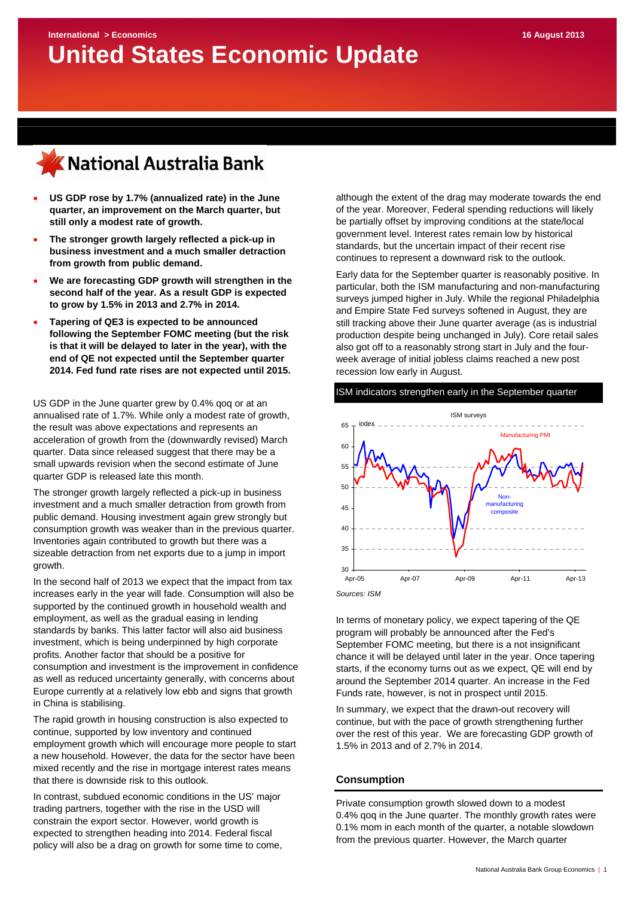International > Economics

16 August 2013

# United States Economic Update

National Australia Bank

- **US GDP rose by 1.7% (annualized rate) in the June quarter, an improvement on the March quarter, but still only a modest rate of growth.**
- **The stronger growth largely reflected a pick-up in business investment and a much smaller detraction from growth from public demand.**
- **We are forecasting GDP growth will strengthen in the second half of the year. As a result GDP is expected to grow by 1.5% in 2013 and 2.7% in 2014.**
- **Tapering of QE3 is expected to be announced following the September FOMC meeting (but the risk is that it will be delayed to later in the year), with the end of QE not expected until the September quarter 2014. Fed fund rate rises are not expected until 2015.**

US GDP in the June quarter grew by 0.4% qoq or at an annualised rate of 1.7%. While only a modest rate of growth, the result was above expectations and represents an acceleration of growth from the (downwardly revised) March quarter. Data since released suggest that there may be a small upwards revision when the second estimate of June quarter GDP is released late this month.

The stronger growth largely reflected a pick-up in business investment and a much smaller detraction from growth from public demand. Housing investment again grew strongly but consumption growth was weaker than in the previous quarter. Inventories again contributed to growth but there was a sizeable detraction from net exports due to a jump in import growth.

In the second half of 2013 we expect that the impact from tax increases early in the year will fade. Consumption will also be supported by the continued growth in household wealth and employment, as well as the gradual easing in lending standards by banks. This latter factor will also aid business investment, which is being underpinned by high corporate profits. Another factor that should be a positive for consumption and investment is the improvement in confidence as well as reduced uncertainty generally, with concerns about Europe currently at a relatively low ebb and signs that growth in China is stabilising.

The rapid growth in housing construction is also expected to continue, supported by low inventory and continued employment growth which will encourage more people to start a new household. However, the data for the sector have been mixed recently and the rise in mortgage interest rates means that there is downside risk to this outlook.

In contrast, subdued economic conditions in the US' major trading partners, together with the rise in the USD will constrain the export sector. However, world growth is expected to strengthen heading into 2014. Federal fiscal policy will also be a drag on growth for some time to come, although the extent of the drag may moderate towards the end of the year. Moreover, Federal spending reductions will likely be partially offset by improving conditions at the state/local government level. Interest rates remain low by historical standards, but the uncertain impact of their recent rise continues to represent a downward risk to the outlook.

Early data for the September quarter is reasonably positive. In particular, both the ISM manufacturing and non-manufacturing surveys jumped higher in July. While the regional Philadelphia and Empire State Fed surveys softened in August, they are still tracking above their June quarter average (as is industrial production despite being unchanged in July). Core retail sales also got off to a reasonably strong start in July and the four-week average of initial jobless claims reached a new post recession low early in August.

**ISM indicators strengthen early in the September quarter**

*Sources: ISM*

In terms of monetary policy, we expect tapering of the QE program will probably be announced after the Fed's September FOMC meeting, but there is a not insignificant chance it will be delayed until later in the year. Once tapering starts, if the economy turns out as we expect, QE will end by around the September 2014 quarter. An increase in the Fed Funds rate, however, is not in prospect until 2015.

In summary, we expect that the drawn-out recovery will continue, but with the pace of growth strengthening further over the rest of this year. We are forecasting GDP growth of 1.5% in 2013 and of 2.7% in 2014.

## Consumption

Private consumption growth slowed down to a modest 0.4% qoq in the June quarter. The monthly growth rates were 0.1% mom in each month of the quarter, a notable slowdown from the previous quarter. However, the March quarter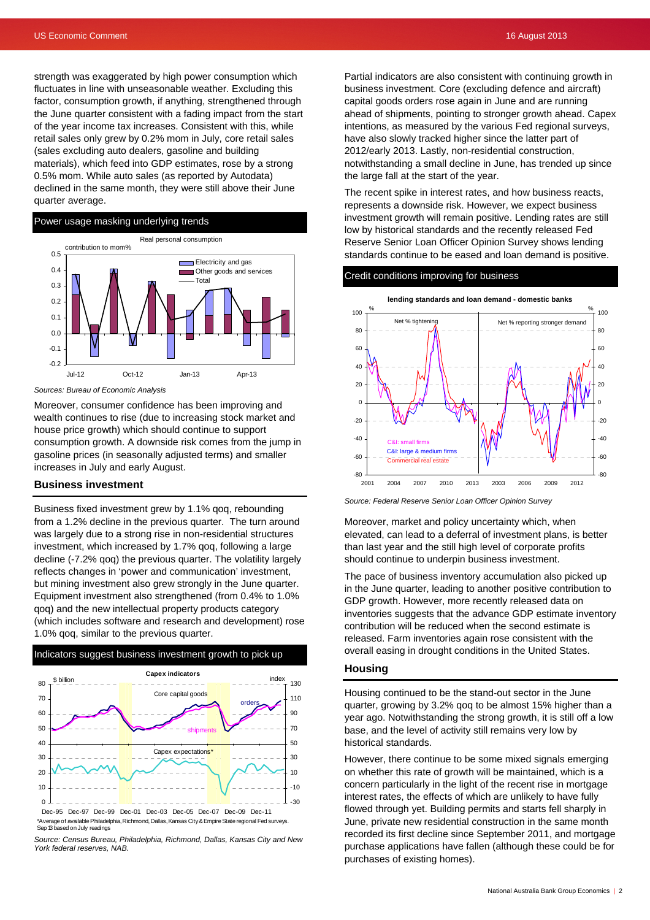strength was exaggerated by high power consumption which fluctuates in line with unseasonable weather. Excluding this factor, consumption growth, if anything, strengthened through the June quarter consistent with a fading impact from the start of the year income tax increases. Consistent with this, while retail sales only grew by 0.2% mom in July, core retail sales (sales excluding auto dealers, gasoline and building materials), which feed into GDP estimates, rose by a strong 0.5% mom. While auto sales (as reported by Autodata) declined in the same month, they were still above their June quarter average.

**Power usage masking underlying trends**

*Sources: Bureau of Economic Analysis*

Moreover, consumer confidence has been improving and wealth continues to rise (due to increasing stock market and house price growth) which should continue to support consumption growth. A downside risk comes from the jump in gasoline prices (in seasonally adjusted terms) and smaller increases in July and early August.

## Business investment

Business fixed investment grew by 1.1% qoq, rebounding from a 1.2% decline in the previous quarter. The turn around was largely due to a strong rise in non-residential structures investment, which increased by 1.7% qoq, following a large decline (-7.2% qoq) the previous quarter. The volatility largely reflects changes in 'power and communication' investment, but mining investment also grew strongly in the June quarter. Equipment investment also strengthened (from 0.4% to 1.0% qoq) and the new intellectual property products category (which includes software and research and development) rose 1.0% qoq, similar to the previous quarter.

**Indicators suggest business investment growth to pick up**

*Average of available Philadelphia, Richmond, Dallas, Kansas City & Empire State regional Fed surveys. Sep 13 based on July readings

*Source: Census Bureau, Philadelphia, Richmond, Dallas, Kansas City and New York federal reserves, NAB.*

Partial indicators are also consistent with continuing growth in business investment. Core (excluding defence and aircraft) capital goods orders rose again in June and are running ahead of shipments, pointing to stronger growth ahead. Capex intentions, as measured by the various Fed regional surveys, have also slowly tracked higher since the latter part of 2012/early 2013. Lastly, non-residential construction, notwithstanding a small decline in June, has trended up since the large fall at the start of the year.

The recent spike in interest rates, and how business reacts, represents a downside risk. However, we expect business investment growth will remain positive. Lending rates are still low by historical standards and the recently released Fed Reserve Senior Loan Officer Opinion Survey shows lending standards continue to be eased and loan demand is positive.

**Credit conditions improving for business**

*Source: Federal Reserve Senior Loan Officer Opinion Survey*

Moreover, market and policy uncertainty which, when elevated, can lead to a deferral of investment plans, is better than last year and the still high level of corporate profits should continue to underpin business investment.

The pace of business inventory accumulation also picked up in the June quarter, leading to another positive contribution to GDP growth. However, more recently released data on inventories suggests that the advance GDP estimate inventory contribution will be reduced when the second estimate is released. Farm inventories again rose consistent with the overall easing in drought conditions in the United States.

## Housing

Housing continued to be the stand-out sector in the June quarter, growing by 3.2% qoq to be almost 15% higher than a year ago. Notwithstanding the strong growth, it is still off a low base, and the level of activity still remains very low by historical standards.

However, there continue to be some mixed signals emerging on whether this rate of growth will be maintained, which is a concern particularly in the light of the recent rise in mortgage interest rates, the effects of which are unlikely to have fully flowed through yet. Building permits and starts fell sharply in June, private new residential construction in the same month recorded its first decline since September 2011, and mortgage purchase applications have fallen (although these could be for purchases of existing homes).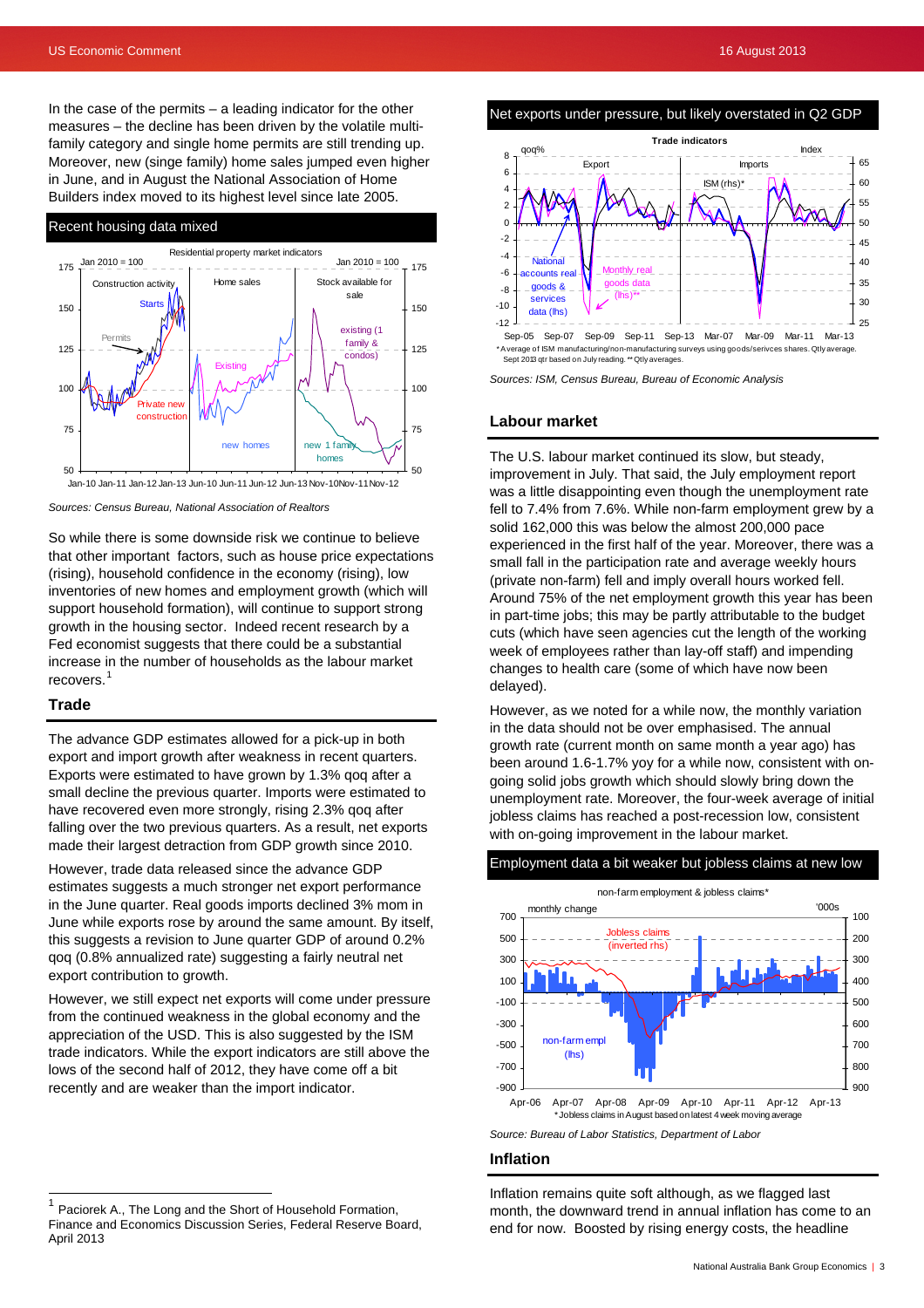In the case of the permits – a leading indicator for the other measures – the decline has been driven by the volatile multi-family category and single home permits are still trending up. Moreover, new (singe family) home sales jumped even higher in June, and in August the National Association of Home Builders index moved to its highest level since late 2005.

### Recent housing data mixed

Sources: Census Bureau, National Association of Realtors

So while there is some downside risk we continue to believe that other important factors, such as house price expectations (rising), household confidence in the economy (rising), low inventories of new homes and employment growth (which will support household formation), will continue to support strong growth in the housing sector. Indeed recent research by a Fed economist suggests that there could be a substantial increase in the number of households as the labour market recovers.[1]

## Trade

The advance GDP estimates allowed for a pick-up in both export and import growth after weakness in recent quarters. Exports were estimated to have grown by 1.3% qoq after a small decline the previous quarter. Imports were estimated to have recovered even more strongly, rising 2.3% qoq after falling over the two previous quarters. As a result, net exports made their largest detraction from GDP growth since 2010.

However, trade data released since the advance GDP estimates suggests a much stronger net export performance in the June quarter. Real goods imports declined 3% mom in June while exports rose by around the same amount. By itself, this suggests a revision to June quarter GDP of around 0.2% qoq (0.8% annualized rate) suggesting a fairly neutral net export contribution to growth.

However, we still expect net exports will come under pressure from the continued weakness in the global economy and the appreciation of the USD. This is also suggested by the ISM trade indicators. While the export indicators are still above the lows of the second half of 2012, they have come off a bit recently and are weaker than the import indicator.

### Net exports under pressure, but likely overstated in Q2 GDP

\* Average of ISM manufacturing/non-manufacturing surveys using goods/serivces shares. Qtly average. Sept 2013 qtr based on July reading. ** Qtly averages.

Sources: ISM, Census Bureau, Bureau of Economic Analysis

## Labour market

The U.S. labour market continued its slow, but steady, improvement in July. That said, the July employment report was a little disappointing even though the unemployment rate fell to 7.4% from 7.6%. While non-farm employment grew by a solid 162,000 this was below the almost 200,000 pace experienced in the first half of the year. Moreover, there was a small fall in the participation rate and average weekly hours (private non-farm) fell and imply overall hours worked fell. Around 75% of the net employment growth this year has been in part-time jobs; this may be partly attributable to the budget cuts (which have seen agencies cut the length of the working week of employees rather than lay-off staff) and impending changes to health care (some of which have now been delayed).

However, as we noted for a while now, the monthly variation in the data should not be over emphasised. The annual growth rate (current month on same month a year ago) has been around 1.6-1.7% yoy for a while now, consistent with on-going solid jobs growth which should slowly bring down the unemployment rate. Moreover, the four-week average of initial jobless claims has reached a post-recession low, consistent with on-going improvement in the labour market.

### Employment data a bit weaker but jobless claims at new low

\* Jobless claims in August based on latest 4 week moving average

Source: Bureau of Labor Statistics, Department of Labor

## Inflation

Inflation remains quite soft although, as we flagged last month, the downward trend in annual inflation has come to an end for now. Boosted by rising energy costs, the headline

---

[1] Paciorek A., The Long and the Short of Household Formation, Finance and Economics Discussion Series, Federal Reserve Board, April 2013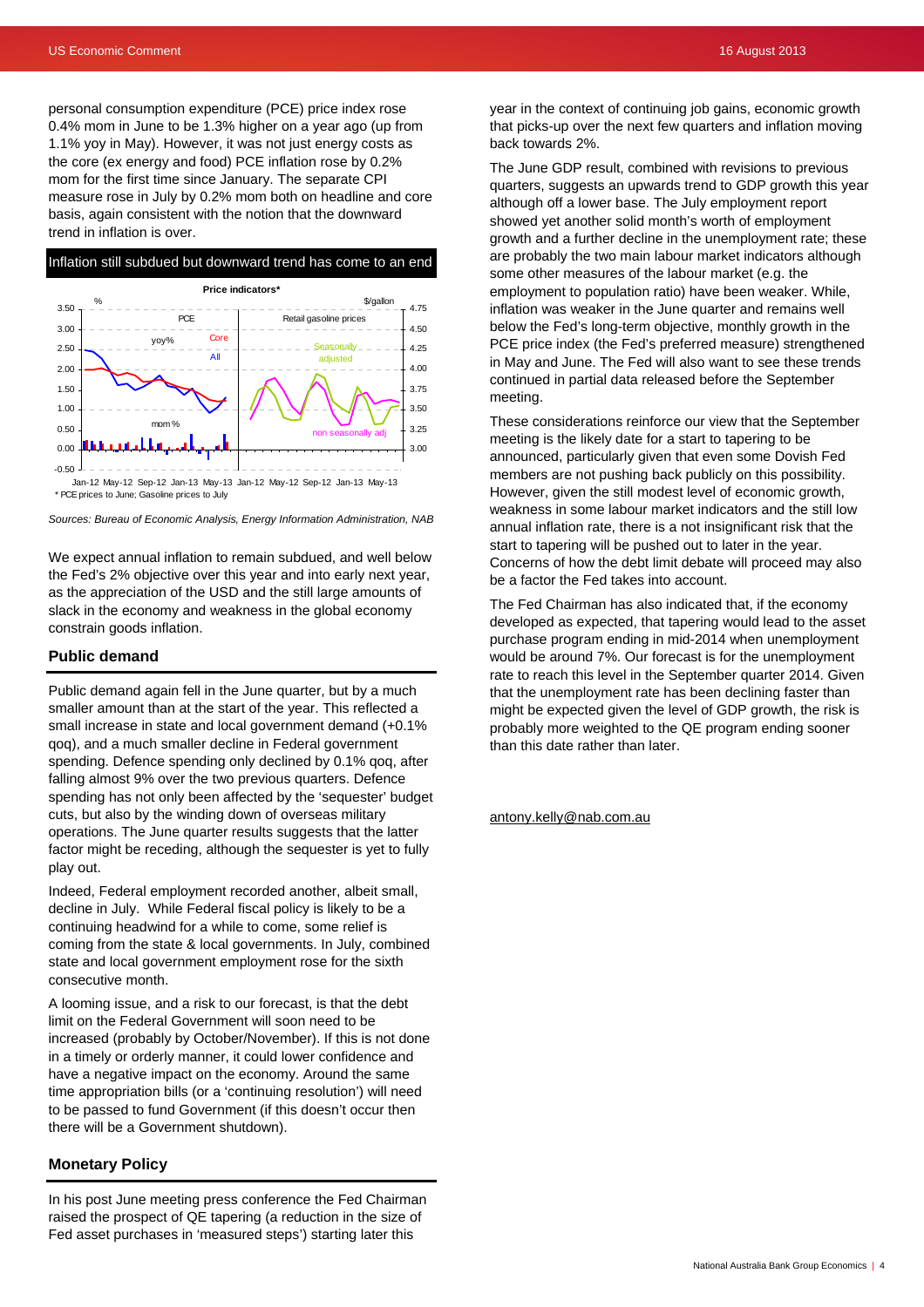personal consumption expenditure (PCE) price index rose 0.4% mom in June to be 1.3% higher on a year ago (up from 1.1% yoy in May). However, it was not just energy costs as the core (ex energy and food) PCE inflation rose by 0.2% mom for the first time since January. The separate CPI measure rose in July by 0.2% mom both on headline and core basis, again consistent with the notion that the downward trend in inflation is over.

**Inflation still subdued but downward trend has come to an end**

*Sources: Bureau of Economic Analysis, Energy Information Administration, NAB*

We expect annual inflation to remain subdued, and well below the Fed's 2% objective over this year and into early next year, as the appreciation of the USD and the still large amounts of slack in the economy and weakness in the global economy constrain goods inflation.

## Public demand

Public demand again fell in the June quarter, but by a much smaller amount than at the start of the year. This reflected a small increase in state and local government demand (+0.1% qoq), and a much smaller decline in Federal government spending. Defence spending only declined by 0.1% qoq, after falling almost 9% over the two previous quarters. Defence spending has not only been affected by the 'sequester' budget cuts, but also by the winding down of overseas military operations. The June quarter results suggests that the latter factor might be receding, although the sequester is yet to fully play out.

Indeed, Federal employment recorded another, albeit small, decline in July. While Federal fiscal policy is likely to be a continuing headwind for a while to come, some relief is coming from the state & local governments. In July, combined state and local government employment rose for the sixth consecutive month.

A looming issue, and a risk to our forecast, is that the debt limit on the Federal Government will soon need to be increased (probably by October/November). If this is not done in a timely or orderly manner, it could lower confidence and have a negative impact on the economy. Around the same time appropriation bills (or a 'continuing resolution') will need to be passed to fund Government (if this doesn't occur then there will be a Government shutdown).

## Monetary Policy

In his post June meeting press conference the Fed Chairman raised the prospect of QE tapering (a reduction in the size of Fed asset purchases in 'measured steps') starting later this year in the context of continuing job gains, economic growth that picks-up over the next few quarters and inflation moving back towards 2%.

The June GDP result, combined with revisions to previous quarters, suggests an upwards trend to GDP growth this year although off a lower base. The July employment report showed yet another solid month's worth of employment growth and a further decline in the unemployment rate; these are probably the two main labour market indicators although some other measures of the labour market (e.g. the employment to population ratio) have been weaker. While, inflation was weaker in the June quarter and remains well below the Fed's long-term objective, monthly growth in the PCE price index (the Fed's preferred measure) strengthened in May and June. The Fed will also want to see these trends continued in partial data released before the September meeting.

These considerations reinforce our view that the September meeting is the likely date for a start to tapering to be announced, particularly given that even some Dovish Fed members are not pushing back publicly on this possibility. However, given the still modest level of economic growth, weakness in some labour market indicators and the still low annual inflation rate, there is a not insignificant risk that the start to tapering will be pushed out to later in the year. Concerns of how the debt limit debate will proceed may also be a factor the Fed takes into account.

The Fed Chairman has also indicated that, if the economy developed as expected, that tapering would lead to the asset purchase program ending in mid-2014 when unemployment would be around 7%. Our forecast is for the unemployment rate to reach this level in the September quarter 2014. Given that the unemployment rate has been declining faster than might be expected given the level of GDP growth, the risk is probably more weighted to the QE program ending sooner than this date rather than later.

antony.kelly@nab.com.au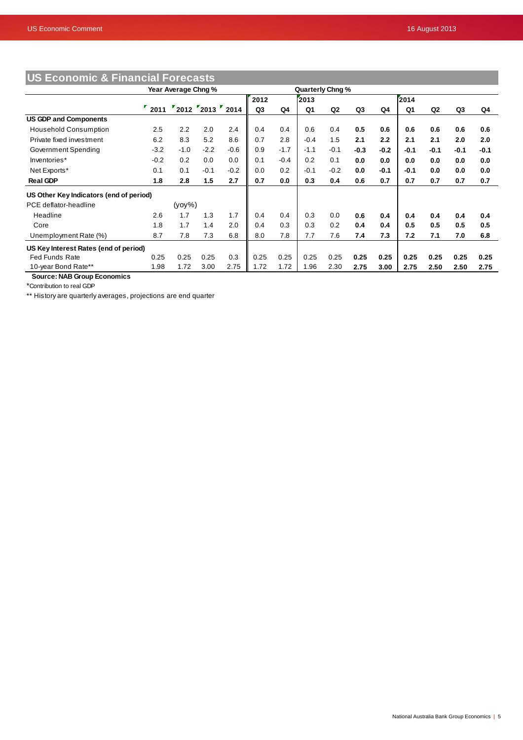## US Economic & Financial Forecasts

| | Year Average Chng % | | | | Quarterly Chng % | | | | | | | | | |
|---|---|---|---|---|---|---|---|---|---|---|---|---|---|---|
| | | | | | 2012 | | 2013 | | | | 2014 | | | |
| | 2011 | 2012 | 2013 | 2014 | Q3 | Q4 | Q1 | Q2 | Q3 | Q4 | Q1 | Q2 | Q3 | Q4 |
| **US GDP and Components** | | | | | | | | | | | | | | |
| Household Consumption | 2.5 | 2.2 | 2.0 | 2.4 | 0.4 | 0.4 | 0.6 | 0.4 | **0.5** | **0.6** | **0.6** | **0.6** | **0.6** | **0.6** |
| Private fixed investment | 6.2 | 8.3 | 5.2 | 8.6 | 0.7 | 2.8 | -0.4 | 1.5 | **2.1** | **2.2** | **2.1** | **2.1** | **2.0** | **2.0** |
| Government Spending | -3.2 | -1.0 | -2.2 | -0.6 | 0.9 | -1.7 | -1.1 | -0.1 | **-0.3** | **-0.2** | **-0.1** | **-0.1** | **-0.1** | **-0.1** |
| Inventories* | -0.2 | 0.2 | 0.0 | 0.0 | 0.1 | -0.4 | 0.2 | 0.1 | **0.0** | **0.0** | **0.0** | **0.0** | **0.0** | **0.0** |
| Net Exports* | 0.1 | 0.1 | -0.1 | -0.2 | 0.0 | 0.2 | -0.1 | -0.2 | **0.0** | **-0.1** | **-0.1** | **0.0** | **0.0** | **0.0** |
| **Real GDP** | **1.8** | **2.8** | **1.5** | **2.7** | **0.7** | **0.0** | **0.3** | **0.4** | **0.6** | **0.7** | **0.7** | **0.7** | **0.7** | **0.7** |
| **US Other Key Indicators (end of period)** | | | | | | | | | | | | | | |
| PCE deflator-headline | | (yoy%) | | | | | | | | | | | | |
| Headline | 2.6 | 1.7 | 1.3 | 1.7 | 0.4 | 0.4 | 0.3 | 0.0 | **0.6** | **0.4** | **0.4** | **0.4** | **0.4** | **0.4** |
| Core | 1.8 | 1.7 | 1.4 | 2.0 | 0.4 | 0.3 | 0.3 | 0.2 | **0.4** | **0.4** | **0.5** | **0.5** | **0.5** | **0.5** |
| Unemployment Rate (%) | 8.7 | 7.8 | 7.3 | 6.8 | 8.0 | 7.8 | 7.7 | 7.6 | **7.4** | **7.3** | **7.2** | **7.1** | **7.0** | **6.8** |
| **US Key Interest Rates (end of period)** | | | | | | | | | | | | | | |
| Fed Funds Rate | 0.25 | 0.25 | 0.25 | 0.3 | 0.25 | 0.25 | 0.25 | 0.25 | **0.25** | **0.25** | **0.25** | **0.25** | **0.25** | **0.25** |
| 10-year Bond Rate** | 1.98 | 1.72 | 3.00 | 2.75 | 1.72 | 1.72 | 1.96 | 2.30 | **2.75** | **3.00** | **2.75** | **2.50** | **2.50** | **2.75** |

**Source: NAB Group Economics**

*Contribution to real GDP

** History are quarterly averages, projections are end quarter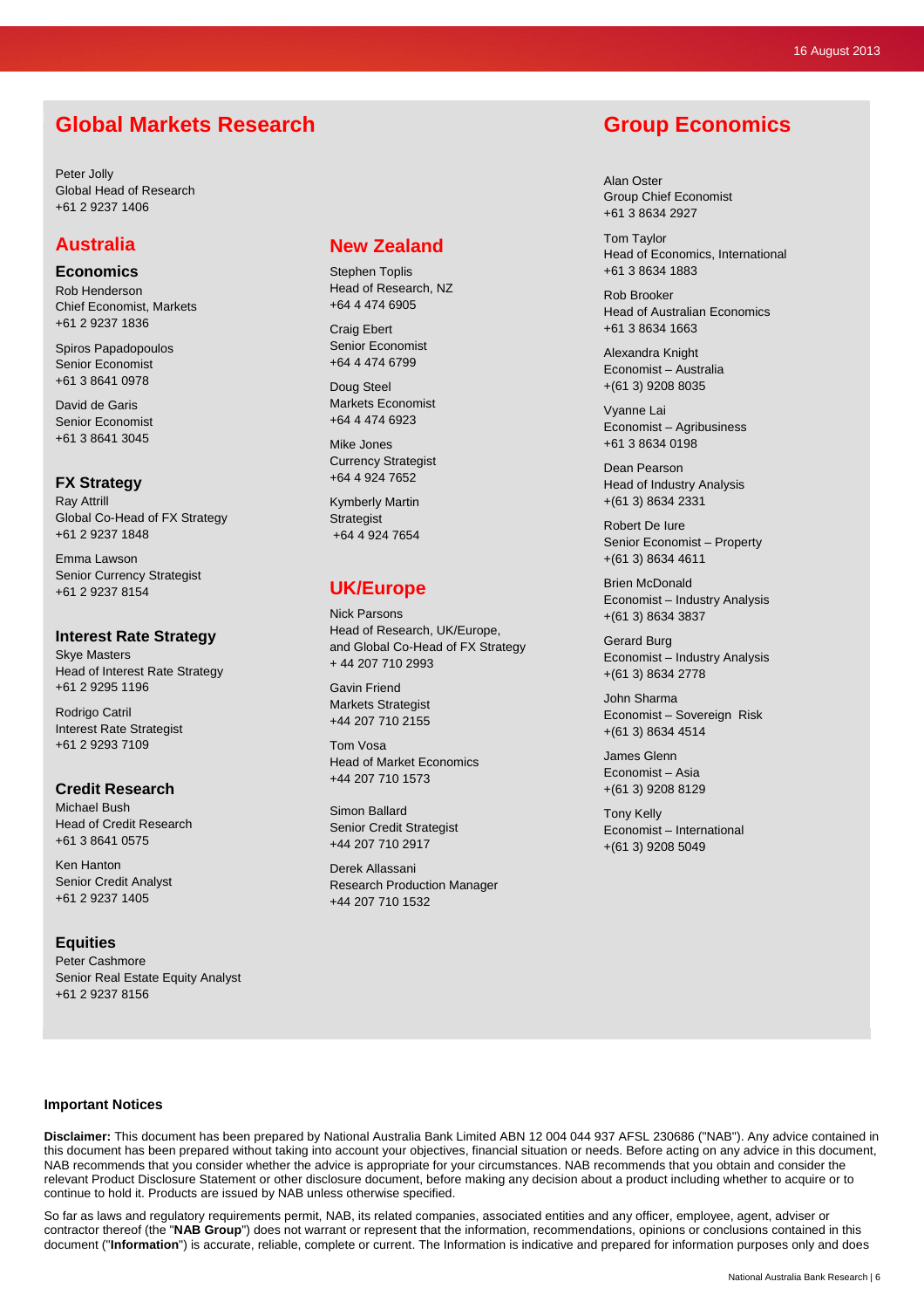# Global Markets Research

Peter Jolly
Global Head of Research
+61 2 9237 1406

## Australia

### Economics

Rob Henderson
Chief Economist, Markets
+61 2 9237 1836

Spiros Papadopoulos
Senior Economist
+61 3 8641 0978

David de Garis
Senior Economist
+61 3 8641 3045

### FX Strategy

Ray Attrill
Global Co-Head of FX Strategy
+61 2 9237 1848

Emma Lawson
Senior Currency Strategist
+61 2 9237 8154

### Interest Rate Strategy

Skye Masters
Head of Interest Rate Strategy
+61 2 9295 1196

Rodrigo Catril
Interest Rate Strategist
+61 2 9293 7109

### Credit Research

Michael Bush
Head of Credit Research
+61 3 8641 0575

Ken Hanton
Senior Credit Analyst
+61 2 9237 1405

### Equities

Peter Cashmore
Senior Real Estate Equity Analyst
+61 2 9237 8156

## New Zealand

Stephen Toplis
Head of Research, NZ
+64 4 474 6905

Craig Ebert
Senior Economist
+64 4 474 6799

Doug Steel
Markets Economist
+64 4 474 6923

Mike Jones
Currency Strategist
+64 4 924 7652

Kymberly Martin
Strategist
+64 4 924 7654

## UK/Europe

Nick Parsons
Head of Research, UK/Europe, and Global Co-Head of FX Strategy
+ 44 207 710 2993

Gavin Friend
Markets Strategist
+44 207 710 2155

Tom Vosa
Head of Market Economics
+44 207 710 1573

Simon Ballard
Senior Credit Strategist
+44 207 710 2917

Derek Allassani
Research Production Manager
+44 207 710 1532

# Group Economics

Alan Oster
Group Chief Economist
+61 3 8634 2927

Tom Taylor
Head of Economics, International
+61 3 8634 1883

Rob Brooker
Head of Australian Economics
+61 3 8634 1663

Alexandra Knight
Economist – Australia
+(61 3) 9208 8035

Vyanne Lai
Economist – Agribusiness
+61 3 8634 0198

Dean Pearson
Head of Industry Analysis
+(61 3) 8634 2331

Robert De Iure
Senior Economist – Property
+(61 3) 8634 4611

Brien McDonald
Economist – Industry Analysis
+(61 3) 8634 3837

Gerard Burg
Economist – Industry Analysis
+(61 3) 8634 2778

John Sharma
Economist – Sovereign Risk
+(61 3) 8634 4514

James Glenn
Economist – Asia
+(61 3) 9208 8129

Tony Kelly
Economist – International
+(61 3) 9208 5049

**Important Notices**

**Disclaimer:** This document has been prepared by National Australia Bank Limited ABN 12 004 044 937 AFSL 230686 ("NAB"). Any advice contained in this document has been prepared without taking into account your objectives, financial situation or needs. Before acting on any advice in this document, NAB recommends that you consider whether the advice is appropriate for your circumstances. NAB recommends that you obtain and consider the relevant Product Disclosure Statement or other disclosure document, before making any decision about a product including whether to acquire or to continue to hold it. Products are issued by NAB unless otherwise specified.

So far as laws and regulatory requirements permit, NAB, its related companies, associated entities and any officer, employee, agent, adviser or contractor thereof (the "**NAB Group**") does not warrant or represent that the information, recommendations, opinions or conclusions contained in this document ("**Information**") is accurate, reliable, complete or current. The Information is indicative and prepared for information purposes only and does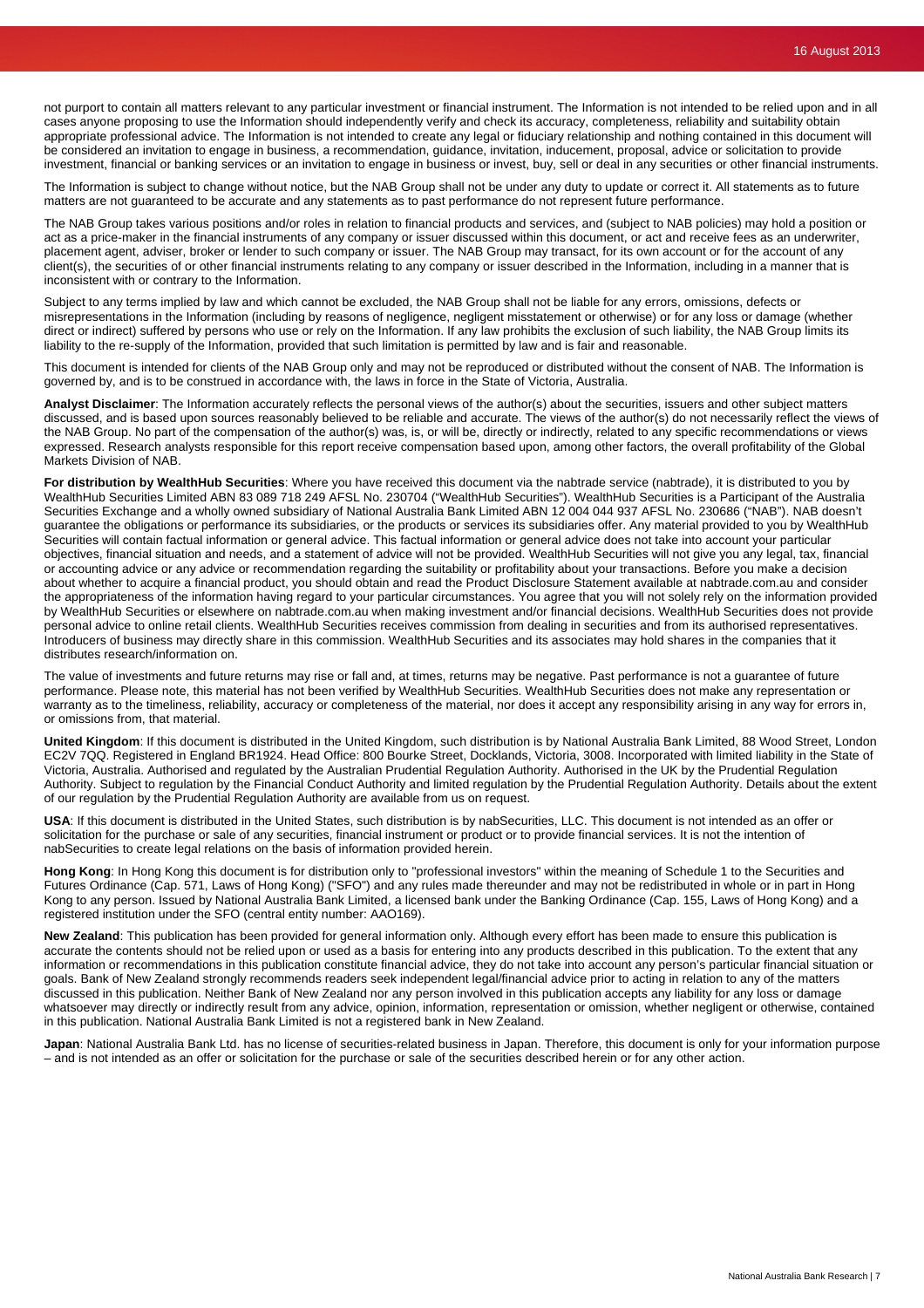not purport to contain all matters relevant to any particular investment or financial instrument. The Information is not intended to be relied upon and in all cases anyone proposing to use the Information should independently verify and check its accuracy, completeness, reliability and suitability obtain appropriate professional advice. The Information is not intended to create any legal or fiduciary relationship and nothing contained in this document will be considered an invitation to engage in business, a recommendation, guidance, invitation, inducement, proposal, advice or solicitation to provide investment, financial or banking services or an invitation to engage in business or invest, buy, sell or deal in any securities or other financial instruments.

The Information is subject to change without notice, but the NAB Group shall not be under any duty to update or correct it. All statements as to future matters are not guaranteed to be accurate and any statements as to past performance do not represent future performance.

The NAB Group takes various positions and/or roles in relation to financial products and services, and (subject to NAB policies) may hold a position or act as a price-maker in the financial instruments of any company or issuer discussed within this document, or act and receive fees as an underwriter, placement agent, adviser, broker or lender to such company or issuer. The NAB Group may transact, for its own account or for the account of any client(s), the securities of or other financial instruments relating to any company or issuer described in the Information, including in a manner that is inconsistent with or contrary to the Information.

Subject to any terms implied by law and which cannot be excluded, the NAB Group shall not be liable for any errors, omissions, defects or misrepresentations in the Information (including by reasons of negligence, negligent misstatement or otherwise) or for any loss or damage (whether direct or indirect) suffered by persons who use or rely on the Information. If any law prohibits the exclusion of such liability, the NAB Group limits its liability to the re-supply of the Information, provided that such limitation is permitted by law and is fair and reasonable.

This document is intended for clients of the NAB Group only and may not be reproduced or distributed without the consent of NAB. The Information is governed by, and is to be construed in accordance with, the laws in force in the State of Victoria, Australia.

**Analyst Disclaimer**: The Information accurately reflects the personal views of the author(s) about the securities, issuers and other subject matters discussed, and is based upon sources reasonably believed to be reliable and accurate. The views of the author(s) do not necessarily reflect the views of the NAB Group. No part of the compensation of the author(s) was, is, or will be, directly or indirectly, related to any specific recommendations or views expressed. Research analysts responsible for this report receive compensation based upon, among other factors, the overall profitability of the Global Markets Division of NAB.

**For distribution by WealthHub Securities**: Where you have received this document via the nabtrade service (nabtrade), it is distributed to you by WealthHub Securities Limited ABN 83 089 718 249 AFSL No. 230704 ("WealthHub Securities"). WealthHub Securities is a Participant of the Australia Securities Exchange and a wholly owned subsidiary of National Australia Bank Limited ABN 12 004 044 937 AFSL No. 230686 ("NAB"). NAB doesn't guarantee the obligations or performance its subsidiaries, or the products or services its subsidiaries offer. Any material provided to you by WealthHub Securities will contain factual information or general advice. This factual information or general advice does not take into account your particular objectives, financial situation and needs, and a statement of advice will not be provided. WealthHub Securities will not give you any legal, tax, financial or accounting advice or any advice or recommendation regarding the suitability or profitability about your transactions. Before you make a decision about whether to acquire a financial product, you should obtain and read the Product Disclosure Statement available at nabtrade.com.au and consider the appropriateness of the information having regard to your particular circumstances. You agree that you will not solely rely on the information provided by WealthHub Securities or elsewhere on nabtrade.com.au when making investment and/or financial decisions. WealthHub Securities does not provide personal advice to online retail clients. WealthHub Securities receives commission from dealing in securities and from its authorised representatives. Introducers of business may directly share in this commission. WealthHub Securities and its associates may hold shares in the companies that it distributes research/information on.

The value of investments and future returns may rise or fall and, at times, returns may be negative. Past performance is not a guarantee of future performance. Please note, this material has not been verified by WealthHub Securities. WealthHub Securities does not make any representation or warranty as to the timeliness, reliability, accuracy or completeness of the material, nor does it accept any responsibility arising in any way for errors in, or omissions from, that material.

**United Kingdom**: If this document is distributed in the United Kingdom, such distribution is by National Australia Bank Limited, 88 Wood Street, London EC2V 7QQ. Registered in England BR1924. Head Office: 800 Bourke Street, Docklands, Victoria, 3008. Incorporated with limited liability in the State of Victoria, Australia. Authorised and regulated by the Australian Prudential Regulation Authority. Authorised in the UK by the Prudential Regulation Authority. Subject to regulation by the Financial Conduct Authority and limited regulation by the Prudential Regulation Authority. Details about the extent of our regulation by the Prudential Regulation Authority are available from us on request.

**USA**: If this document is distributed in the United States, such distribution is by nabSecurities, LLC. This document is not intended as an offer or solicitation for the purchase or sale of any securities, financial instrument or product or to provide financial services. It is not the intention of nabSecurities to create legal relations on the basis of information provided herein.

**Hong Kong**: In Hong Kong this document is for distribution only to "professional investors" within the meaning of Schedule 1 to the Securities and Futures Ordinance (Cap. 571, Laws of Hong Kong) ("SFO") and any rules made thereunder and may not be redistributed in whole or in part in Hong Kong to any person. Issued by National Australia Bank Limited, a licensed bank under the Banking Ordinance (Cap. 155, Laws of Hong Kong) and a registered institution under the SFO (central entity number: AAO169).

**New Zealand**: This publication has been provided for general information only. Although every effort has been made to ensure this publication is accurate the contents should not be relied upon or used as a basis for entering into any products described in this publication. To the extent that any information or recommendations in this publication constitute financial advice, they do not take into account any person's particular financial situation or goals. Bank of New Zealand strongly recommends readers seek independent legal/financial advice prior to acting in relation to any of the matters discussed in this publication. Neither Bank of New Zealand nor any person involved in this publication accepts any liability for any loss or damage whatsoever may directly or indirectly result from any advice, opinion, information, representation or omission, whether negligent or otherwise, contained in this publication. National Australia Bank Limited is not a registered bank in New Zealand.

**Japan**: National Australia Bank Ltd. has no license of securities-related business in Japan. Therefore, this document is only for your information purpose – and is not intended as an offer or solicitation for the purchase or sale of the securities described herein or for any other action.